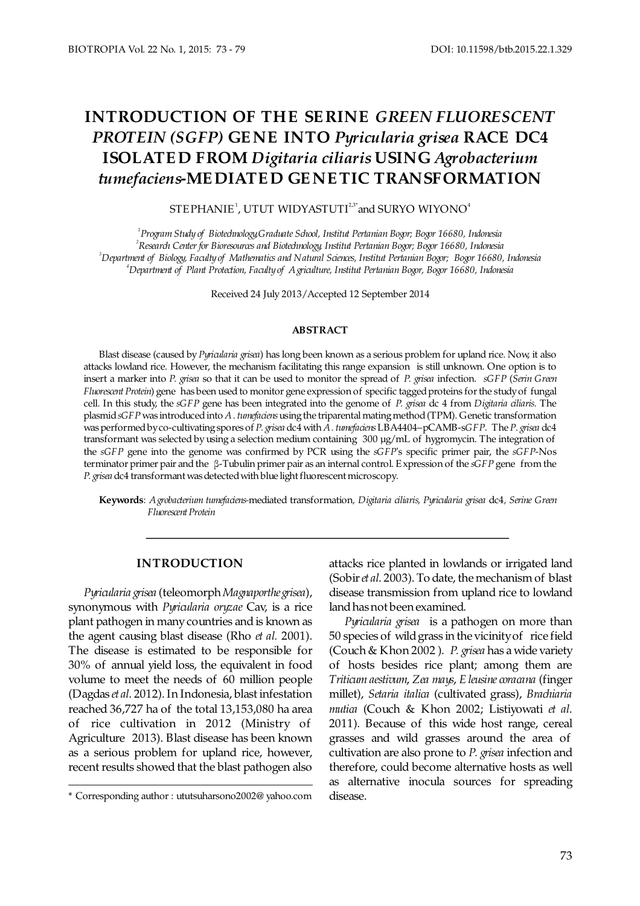# INTRODUCTION OF THE SERINE *GREEN FLUORESCENT PROTEIN (SGFP)* GENE INTO *Pyricularia grisea* RACE DC4 ISOLATED FROM *Digitaria ciliaris* USING *Agrobacterium tumefaciens*-MEDIATED GENETIC TRANSFORMATION

STEPHANIE[1], UTUT WIDYASTUTI[2,3*] and SURYO WIYONO[4]

[1]*Program Study of Biotechnology,Graduate School, Institut Pertanian Bogor; Bogor 16680, Indonesia*
[2]*Research Center for Bioresources and Biotechnology, Institut Pertanian Bogor; Bogor 16680, Indonesia*
[3]*Department of Biology, Faculty of Mathematics and Natural Sciences, Institut Pertanian Bogor; Bogor 16680, Indonesia*
[4]*Department of Plant Protection, Faculty of Agriculture, Institut Pertanian Bogor, Bogor 16680, Indonesia*

Received 24 July 2013/Accepted 12 September 2014

### ABSTRACT

Blast disease (caused by *Pyricularia grisea*) has long been known as a serious problem for upland rice. Now, it also attacks lowland rice. However, the mechanism facilitating this range expansion is still unknown. One option is to insert a marker into *P. grisea* so that it can be used to monitor the spread of *P. grisea* infection. *sGFP* (*Serin Green Fluorescent Protein*) gene has been used to monitor gene expression of specific tagged proteins for the study of fungal cell. In this study, the *sGFP* gene has been integrated into the genome of *P. grisea* dc 4 from *Digitaria ciliaris.* The plasmid *sGFP* was introduced into *A. tumefaciens* using the triparental mating method (TPM). Genetic transformation was performed by co-cultivating spores of *P. grisea* dc4 with *A. tumefaciens* LBA4404–pCAMB-s*GFP*. The *P. grisea* dc4 transformant was selected by using a selection medium containing 300 μg/mL of hygromycin. The integration of the *sGFP* gene into the genome was confirmed by PCR using the *sGFP*'s specific primer pair, the *sGFP*-Nos terminator primer pair and the β-Tubulin primer pair as an internal control. Expression of the *sGFP* gene from the *P. grisea* dc4 transformant was detected with blue light fluorescent microscopy.

**Keywords**: *Agrobacterium tumefaciens*-mediated transformation, *Digitaria ciliaris, Pyricularia grisea* dc4, *Serine Green Fluorescent Protein*

## INTRODUCTION

*Pyricularia grisea* (teleomorph *Magnaporthe grisea*), synonymous with *Pyricularia oryzae* Cav, is a rice plant pathogen in many countries and is known as the agent causing blast disease (Rho *et al.* 2001). The disease is estimated to be responsible for 30% of annual yield loss, the equivalent in food volume to meet the needs of 60 million people (Dagdas *et al*. 2012). In Indonesia, blast infestation reached 36,727 ha of the total 13,153,080 ha area of rice cultivation in 2012 (Ministry of Agriculture 2013). Blast disease has been known as a serious problem for upland rice, however, recent results showed that the blast pathogen also attacks rice planted in lowlands or irrigated land (Sobir *et al.* 2003). To date, the mechanism of blast disease transmission from upland rice to lowland land has not been examined.

*Pyricularia grisea* is a pathogen on more than 50 species of wild grass in the vicinity of rice field (Couch & Khon 2002 ). *P. grisea* has a wide variety of hosts besides rice plant; among them are *Triticum aestivum*, *Zea mays*, *Eleusine coracana* (finger millet), *Setaria italica* (cultivated grass), *Brachiaria mutica* (Couch & Khon 2002; Listiyowati *et al.* 2011). Because of this wide host range, cereal grasses and wild grasses around the area of cultivation are also prone to *P. grisea* infection and therefore, could become alternative hosts as well as alternative inocula sources for spreading disease.

\* Corresponding author : ututsuharsono2002@ yahoo.com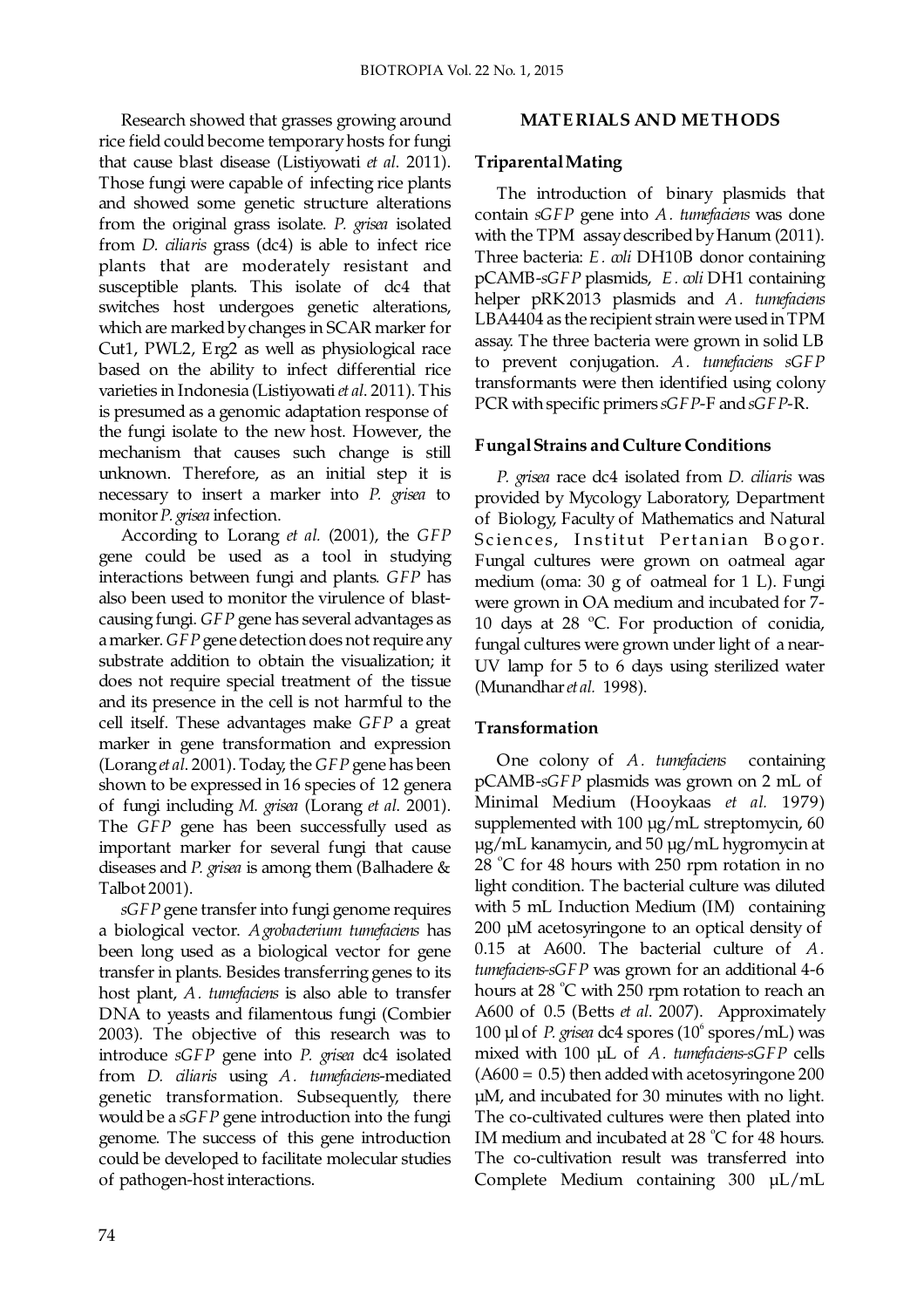Research showed that grasses growing around rice field could become temporary hosts for fungi that cause blast disease (Listiyowati *et al*. 2011). Those fungi were capable of infecting rice plants and showed some genetic structure alterations from the original grass isolate. *P. grisea* isolated from *D. ciliaris* grass (dc4) is able to infect rice plants that are moderately resistant and susceptible plants. This isolate of dc4 that switches host undergoes genetic alterations, which are marked by changes in SCAR marker for Cut1, PWL2, Erg2 as well as physiological race based on the ability to infect differential rice varieties in Indonesia (Listiyowati *et al*. 2011). This is presumed as a genomic adaptation response of the fungi isolate to the new host. However, the mechanism that causes such change is still unknown. Therefore, as an initial step it is necessary to insert a marker into *P. grisea* to monitor *P. grisea* infection.

According to Lorang *et al.* (2001), the *GFP* gene could be used as a tool in studying interactions between fungi and plants. *GFP* has also been used to monitor the virulence of blast-causing fungi. *GFP* gene has several advantages as a marker. *GFP* gene detection does not require any substrate addition to obtain the visualization; it does not require special treatment of the tissue and its presence in the cell is not harmful to the cell itself. These advantages make *GFP* a great marker in gene transformation and expression (Lorang *et al*. 2001). Today, the *GFP* gene has been shown to be expressed in 16 species of 12 genera of fungi including *M. grisea* (Lorang *et al*. 2001). The *GFP* gene has been successfully used as important marker for several fungi that cause diseases and *P. grisea* is among them (Balhadere & Talbot 2001).

*sGFP* gene transfer into fungi genome requires a biological vector. *Agrobacterium tumefaciens* has been long used as a biological vector for gene transfer in plants. Besides transferring genes to its host plant, *A. tumefaciens* is also able to transfer DNA to yeasts and filamentous fungi (Combier 2003). The objective of this research was to introduce *sGFP* gene into *P. grisea* dc4 isolated from *D. ciliaris* using *A. tumefaciens*-mediated genetic transformation. Subsequently, there would be a *sGFP* gene introduction into the fungi genome. The success of this gene introduction could be developed to facilitate molecular studies of pathogen-host interactions.

## MATERIALS AND METHODS

### Triparental Mating

The introduction of binary plasmids that contain *sGFP* gene into *A. tumefaciens* was done with the TPM assay described by Hanum (2011). Three bacteria: *E. coli* DH10B donor containing pCAMB-*sGFP* plasmids, *E. coli* DH1 containing helper pRK2013 plasmids and *A. tumefaciens* LBA4404 as the recipient strain were used in TPM assay. The three bacteria were grown in solid LB to prevent conjugation. *A. tumefaciens sGFP* transformants were then identified using colony PCR with specific primers *sGFP*-F and *sGFP*-R.

### Fungal Strains and Culture Conditions

*P. grisea* race dc4 isolated from *D. ciliaris* was provided by Mycology Laboratory, Department of Biology, Faculty of Mathematics and Natural Sciences, Institut Pertanian Bogor. Fungal cultures were grown on oatmeal agar medium (oma: 30 g of oatmeal for 1 L). Fungi were grown in OA medium and incubated for 7-10 days at 28 °C. For production of conidia, fungal cultures were grown under light of a near-UV lamp for 5 to 6 days using sterilized water (Munandhar *et al.* 1998).

### Transformation

One colony of *A. tumefaciens* containing pCAMB-*sGFP* plasmids was grown on 2 mL of Minimal Medium (Hooykaas *et al.* 1979) supplemented with 100 µg/mL streptomycin, 60 µg/mL kanamycin, and 50 µg/mL hygromycin at 28 °C for 48 hours with 250 rpm rotation in no light condition. The bacterial culture was diluted with 5 mL Induction Medium (IM) containing 200 µM acetosyringone to an optical density of 0.15 at A600. The bacterial culture of *A. tumefaciens-sGFP* was grown for an additional 4-6 hours at 28 °C with 250 rpm rotation to reach an A600 of 0.5 (Betts *et al*. 2007). Approximately 100 µl of *P. grisea* dc4 spores ($10^6$ spores/mL) was mixed with 100 µL of *A. tumefaciens-sGFP* cells (A600 = 0.5) then added with acetosyringone 200 µM, and incubated for 30 minutes with no light. The co-cultivated cultures were then plated into IM medium and incubated at 28 °C for 48 hours. The co-cultivation result was transferred into Complete Medium containing 300 µL/mL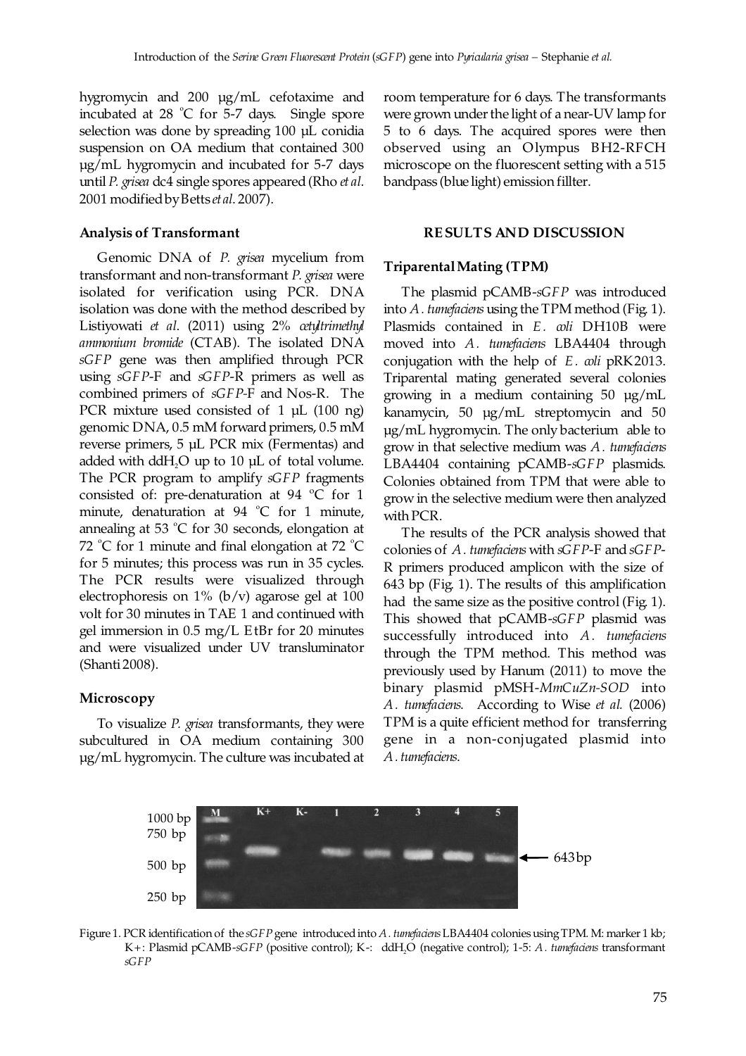hygromycin and 200 µg/mL cefotaxime and incubated at 28 °C for 5-7 days. Single spore selection was done by spreading 100 µL conidia suspension on OA medium that contained 300 µg/mL hygromycin and incubated for 5-7 days until *P. grisea* dc4 single spores appeared (Rho *et al*. 2001 modified by Betts *et al*. 2007).

### Analysis of Transformant

Genomic DNA of *P. grisea* mycelium from transformant and non-transformant *P. grisea* were isolated for verification using PCR. DNA isolation was done with the method described by Listiyowati *et al*. (2011) using 2% *cetyltrimethyl ammonium bromide* (CTAB). The isolated DNA *sGFP* gene was then amplified through PCR using *sGFP*-F and *sGFP*-R primers as well as combined primers of *sGFP*-F and Nos-R. The PCR mixture used consisted of 1 µL (100 ng) genomic DNA, 0.5 mM forward primers, 0.5 mM reverse primers, 5 µL PCR mix (Fermentas) and added with $ddH_2O$ up to 10 µL of total volume. The PCR program to amplify *sGFP* fragments consisted of: pre-denaturation at 94 °C for 1 minute, denaturation at 94 °C for 1 minute, annealing at 53 °C for 30 seconds, elongation at 72 °C for 1 minute and final elongation at 72 °C for 5 minutes; this process was run in 35 cycles. The PCR results were visualized through electrophoresis on 1% (b/v) agarose gel at 100 volt for 30 minutes in TAE 1 and continued with gel immersion in 0.5 mg/L EtBr for 20 minutes and were visualized under UV transluminator (Shanti 2008).

### Microscopy

To visualize *P. grisea* transformants, they were subcultured in OA medium containing 300 µg/mL hygromycin. The culture was incubated at room temperature for 6 days. The transformants were grown under the light of a near-UV lamp for 5 to 6 days. The acquired spores were then observed using an Olympus BH2-RFCH microscope on the fluorescent setting with a 515 bandpass (blue light) emission fillter.

## RESULTS AND DISCUSSION

### Triparental Mating (TPM)

The plasmid pCAMB-*sGFP* was introduced into *A. tumefaciens* using the TPM method (Fig. 1). Plasmids contained in *E. coli* DH10B were moved into *A. tumefaciens* LBA4404 through conjugation with the help of *E. coli* pRK2013. Triparental mating generated several colonies growing in a medium containing 50 µg/mL kanamycin, 50 µg/mL streptomycin and 50 µg/mL hygromycin. The only bacterium able to grow in that selective medium was *A. tumefaciens* LBA4404 containing pCAMB-*sGFP* plasmids. Colonies obtained from TPM that were able to grow in the selective medium were then analyzed with PCR.

The results of the PCR analysis showed that colonies of *A. tumefaciens* with *sGFP*-F and *sGFP*-R primers produced amplicon with the size of 643 bp (Fig. 1). The results of this amplification had the same size as the positive control (Fig. 1). This showed that pCAMB-*sGFP* plasmid was successfully introduced into *A. tumefaciens* through the TPM method. This method was previously used by Hanum (2011) to move the binary plasmid pMSH-*MmCuZn-SOD* into *A. tumefaciens*. According to Wise *et al.* (2006) TPM is a quite efficient method for transferring gene in a non-conjugated plasmid into *A. tumefaciens*.

Figure 1. PCR identification of the *sGFP* gene introduced into *A. tumefaciens* LBA4404 colonies using TPM. M: marker 1 kb; K+: Plasmid pCAMB-*sGFP* (positive control); K-: $ddH_2O$ (negative control); 1-5: *A. tumefaciens* transformant *sGFP*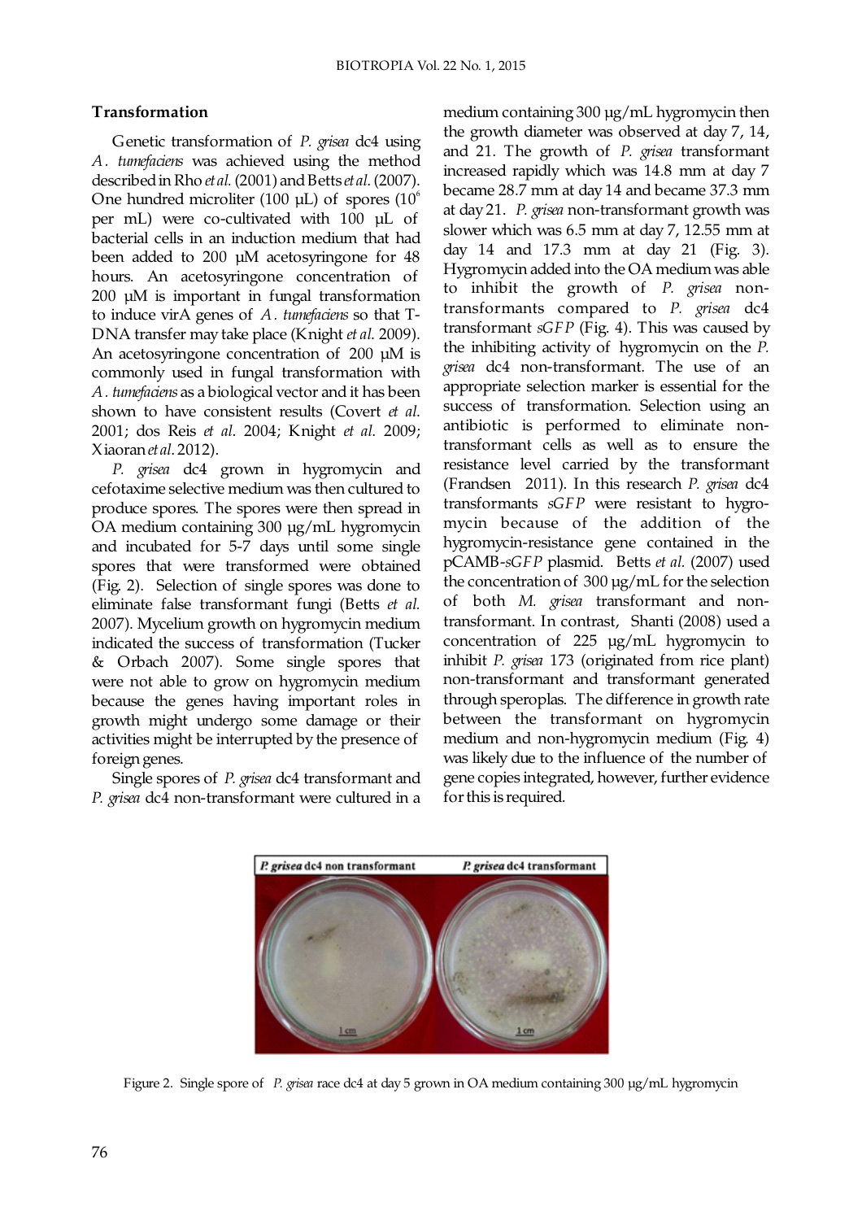### Transformation

Genetic transformation of *P. grisea* dc4 using *A. tumefaciens* was achieved using the method described in Rho *et al.* (2001) and Betts *et al.* (2007). One hundred microliter (100 µL) of spores ($10^6$ per mL) were co-cultivated with 100 µL of bacterial cells in an induction medium that had been added to 200 µM acetosyringone for 48 hours. An acetosyringone concentration of 200 µM is important in fungal transformation to induce virA genes of *A. tumefaciens* so that T-DNA transfer may take place (Knight *et al.* 2009). An acetosyringone concentration of 200 µM is commonly used in fungal transformation with *A. tumefaciens* as a biological vector and it has been shown to have consistent results (Covert *et al.* 2001; dos Reis *et al.* 2004; Knight *et al.* 2009; Xiaoran *et al.* 2012).

*P. grisea* dc4 grown in hygromycin and cefotaxime selective medium was then cultured to produce spores. The spores were then spread in OA medium containing 300 µg/mL hygromycin and incubated for 5-7 days until some single spores that were transformed were obtained (Fig. 2). Selection of single spores was done to eliminate false transformant fungi (Betts *et al.* 2007). Mycelium growth on hygromycin medium indicated the success of transformation (Tucker & Orbach 2007). Some single spores that were not able to grow on hygromycin medium because the genes having important roles in growth might undergo some damage or their activities might be interrupted by the presence of foreign genes.

Single spores of *P. grisea* dc4 transformant and *P. grisea* dc4 non-transformant were cultured in a medium containing 300 µg/mL hygromycin then the growth diameter was observed at day 7, 14, and 21. The growth of *P. grisea* transformant increased rapidly which was 14.8 mm at day 7 became 28.7 mm at day 14 and became 37.3 mm at day 21. *P. grisea* non-transformant growth was slower which was 6.5 mm at day 7, 12.55 mm at day 14 and 17.3 mm at day 21 (Fig. 3). Hygromycin added into the OA medium was able to inhibit the growth of *P. grisea* non-transformants compared to *P. grisea* dc4 transformant *sGFP* (Fig. 4). This was caused by the inhibiting activity of hygromycin on the *P. grisea* dc4 non-transformant. The use of an appropriate selection marker is essential for the success of transformation. Selection using an antibiotic is performed to eliminate non-transformant cells as well as to ensure the resistance level carried by the transformant (Frandsen 2011). In this research *P. grisea* dc4 transformants *sGFP* were resistant to hygromycin because of the addition of the hygromycin-resistance gene contained in the pCAMB-*sGFP* plasmid. Betts *et al.* (2007) used the concentration of 300 µg/mL for the selection of both *M. grisea* transformant and non-transformant. In contrast, Shanti (2008) used a concentration of 225 µg/mL hygromycin to inhibit *P. grisea* 173 (originated from rice plant) non-transformant and transformant generated through speroplas. The difference in growth rate between the transformant on hygromycin medium and non-hygromycin medium (Fig. 4) was likely due to the influence of the number of gene copies integrated, however, further evidence for this is required.

Figure 2. Single spore of *P. grisea* race dc4 at day 5 grown in OA medium containing 300 µg/mL hygromycin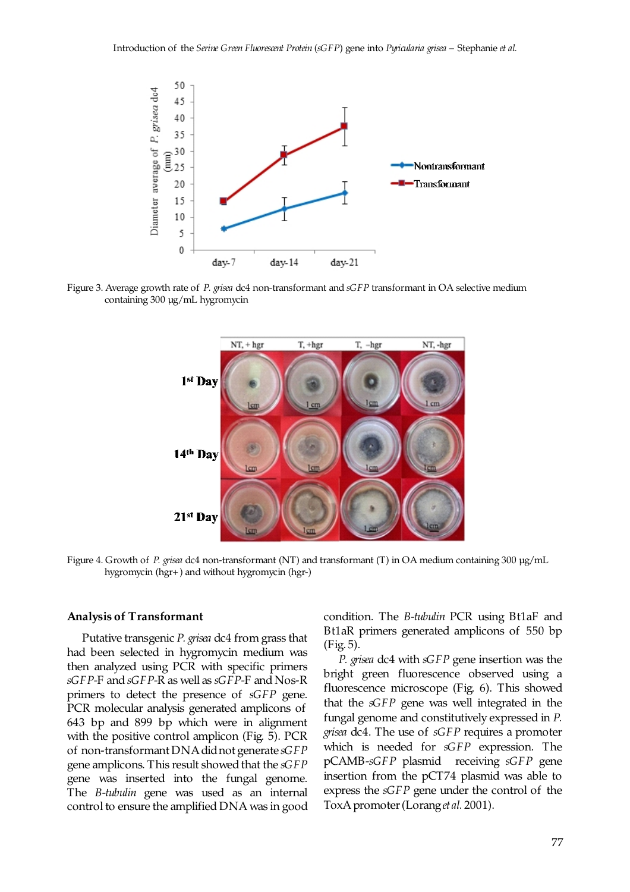Figure 3. Average growth rate of *P. grisea* dc4 non-transformant and *sGFP* transformant in OA selective medium containing 300 µg/mL hygromycin

Figure 4. Growth of *P. grisea* dc4 non-transformant (NT) and transformant (T) in OA medium containing 300 µg/mL hygromycin (hgr+) and without hygromycin (hgr-)

### Analysis of Transformant

Putative transgenic *P. grisea* dc4 from grass that had been selected in hygromycin medium was then analyzed using PCR with specific primers *sGFP*-F and *sGFP*-R as well as *sGFP*-F and Nos-R primers to detect the presence of *sGFP* gene. PCR molecular analysis generated amplicons of 643 bp and 899 bp which were in alignment with the positive control amplicon (Fig. 5). PCR of non-transformant DNA did not generate *sGFP* gene amplicons. This result showed that the *sGFP* gene was inserted into the fungal genome. The *B-tubulin* gene was used as an internal control to ensure the amplified DNA was in good condition. The *B-tubulin* PCR using Bt1aF and Bt1aR primers generated amplicons of 550 bp (Fig. 5).

*P. grisea* dc4 with *sGFP* gene insertion was the bright green fluorescence observed using a fluorescence microscope (Fig. 6). This showed that the *sGFP* gene was well integrated in the fungal genome and constitutively expressed in *P. grisea* dc4. The use of *sGFP* requires a promoter which is needed for *sGFP* expression. The pCAMB-*sGFP* plasmid receiving *sGFP* gene insertion from the pCT74 plasmid was able to express the *sGFP* gene under the control of the ToxA promoter (Lorang *et al.* 2001).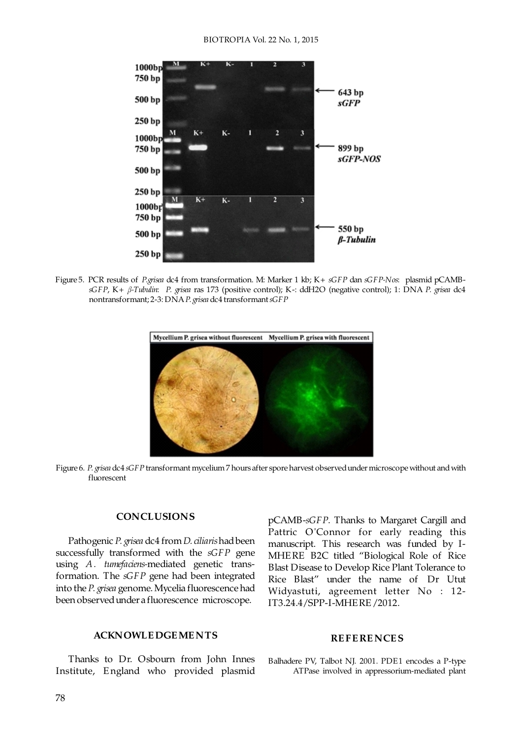Figure 5. PCR results of *P.grisea* dc4 from transformation. M: Marker 1 kb; K+ *sGFP* dan *sGFP-Nos*: plasmid pCAMB-*sGFP*, K+ *β-Tubulin*: *P. grisea* ras 173 (positive control); K-: ddH2O (negative control); 1: DNA *P. grisea* dc4 nontransformant; 2-3: DNA *P. grisea* dc4 transformant *sGFP*

Figure 6. *P. grisea* dc4 *sGFP* transformant mycelium 7 hours after spore harvest observed under microscope without and with fluorescent

## CONCLUSIONS

Pathogenic *P. grisea* dc4 from *D. ciliaris* had been successfully transformed with the *sGFP* gene using *A. tumefaciens*-mediated genetic transformation. The *sGFP* gene had been integrated into the *P. grisea* genome. Mycelia fluorescence had been observed under a fluorescence microscope.

## ACKNOWLEDGEMENTS

Thanks to Dr. Osbourn from John Innes Institute, England who provided plasmid pCAMB-*sGFP*. Thanks to Margaret Cargill and Pattric O'Connor for early reading this manuscript. This research was funded by I-MHERE B2C titled "Biological Role of Rice Blast Disease to Develop Rice Plant Tolerance to Rice Blast" under the name of Dr Utut Widyastuti, agreement letter No : 12-IT3.24.4/SPP-I-MHERE/2012.

## REFERENCES

Balhadere PV, Talbot NJ. 2001. PDE1 encodes a P-type ATPase involved in appressorium-mediated plant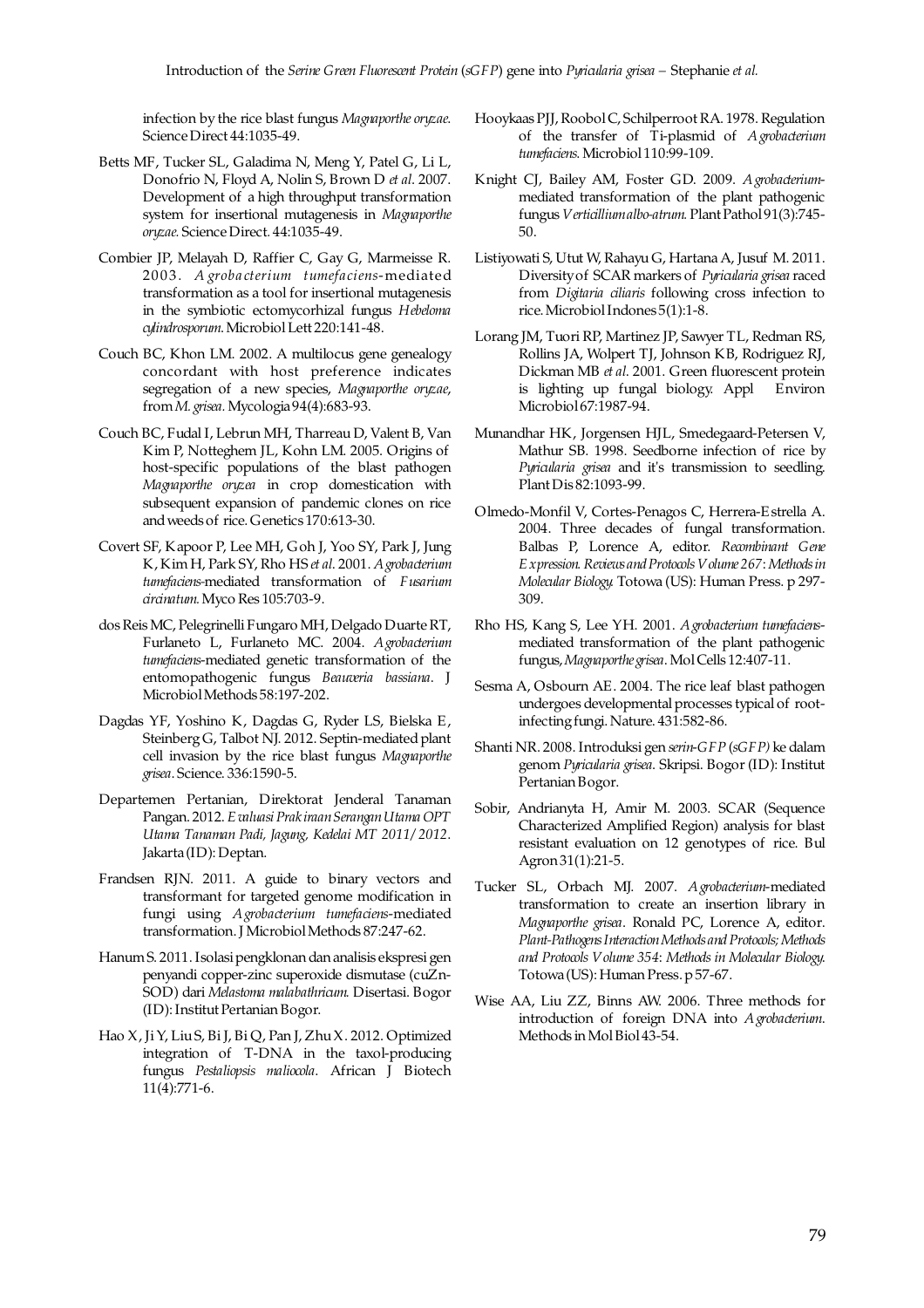infection by the rice blast fungus *Magnaporthe oryzae*. Science Direct 44:1035-49.

Betts MF, Tucker SL, Galadima N, Meng Y, Patel G, Li L, Donofrio N, Floyd A, Nolin S, Brown D *et al*. 2007. Development of a high throughput transformation system for insertional mutagenesis in *Magnaporthe oryzae.* Science Direct. 44:1035-49.

Combier JP, Melayah D, Raffier C, Gay G, Marmeisse R. 2003. *Agrobacterium tumefaciens*-mediated transformation as a tool for insertional mutagenesis in the symbiotic ectomycorhizal fungus *Hebeloma cylindrosporum*. Microbiol Lett 220:141-48.

Couch BC, Khon LM. 2002. A multilocus gene genealogy concordant with host preference indicates segregation of a new species, *Magnaporthe oryzae*, from *M. grisea.* Mycologia 94(4):683-93.

Couch BC, Fudal I, Lebrun MH, Tharreau D, Valent B, Van Kim P, Notteghem JL, Kohn LM. 2005. Origins of host-specific populations of the blast pathogen *Magnaporthe oryzea* in crop domestication with subsequent expansion of pandemic clones on rice and weeds of rice. Genetics 170:613-30.

Covert SF, Kapoor P, Lee MH, Goh J, Yoo SY, Park J, Jung K, Kim H, Park SY, Rho HS *et al*. 2001. *Agrobacterium tumefaciens*-mediated transformation of *Fusarium circinatum*. Myco Res 105:703-9.

dos Reis MC, Pelegrinelli Fungaro MH, Delgado Duarte RT, Furlaneto L, Furlaneto MC. 2004. *Agrobacterium tumefaciens*-mediated genetic transformation of the entomopathogenic fungus *Beauveria bassiana*. J Microbiol Methods 58:197-202.

Dagdas YF, Yoshino K, Dagdas G, Ryder LS, Bielska E, Steinberg G, Talbot NJ. 2012. Septin-mediated plant cell invasion by the rice blast fungus *Magnaporthe grisea*. Science. 336:1590-5.

Departemen Pertanian, Direktorat Jenderal Tanaman Pangan. 2012. *Evaluasi Prakiraan Serangan Utama OPT Utama Tanaman Padi, Jagung, Kedelai MT 2011/2012*. Jakarta (ID): Deptan.

Frandsen RJN. 2011. A guide to binary vectors and transformant for targeted genome modification in fungi using *Agrobacterium tumefaciens*-mediated transformation. J Microbiol Methods 87:247-62.

Hanum S. 2011. Isolasi pengklonan dan analisis ekspresi gen penyandi copper-zinc superoxide dismutase (cuZn-SOD) dari *Melastoma malabathricum.* Disertasi. Bogor (ID): Institut Pertanian Bogor.

Hao X, Ji Y, Liu S, Bi J, Bi Q, Pan J, Zhu X. 2012. Optimized integration of T-DNA in the taxol-producing fungus *Pestaliopsis maliocola*. African J Biotech 11(4):771-6.

Hooykaas PJJ, Roobol C, Schilperroot RA. 1978. Regulation of the transfer of Ti-plasmid of *Agrobacterium tumefaciens.* Microbiol 110:99-109.

Knight CJ, Bailey AM, Foster GD. 2009. *Agrobacterium*-mediated transformation of the plant pathogenic fungus *Verticillium albo-atrum.* Plant Pathol 91(3):745-50.

Listiyowati S, Utut W, Rahayu G, Hartana A, Jusuf M. 2011. Diversity of SCAR markers of *Pyricularia grisea* raced from *Digitaria ciliaris* following cross infection to rice. Microbiol Indones 5(1):1-8.

Lorang JM, Tuori RP, Martinez JP, Sawyer TL, Redman RS, Rollins JA, Wolpert TJ, Johnson KB, Rodriguez RJ, Dickman MB *et al*. 2001. Green fluorescent protein is lighting up fungal biology. Appl Environ Microbiol 67:1987-94.

Munandhar HK, Jorgensen HJL, Smedegaard-Petersen V, Mathur SB. 1998. Seedborne infection of rice by *Pyricularia grisea* and it's transmission to seedling. Plant Dis 82:1093-99.

Olmedo-Monfil V, Cortes-Penagos C, Herrera-Estrella A. 2004. Three decades of fungal transformation. Balbas P, Lorence A, editor. *Recombinant Gene Expression. Reviews and Protocols Volume 267*: *Methods in Molecular Biology.* Totowa (US): Human Press. p 297-309.

Rho HS, Kang S, Lee YH. 2001. *Agrobacterium tumefaciens*-mediated transformation of the plant pathogenic fungus, *Magnaporthe grisea*. Mol Cells 12:407-11.

Sesma A, Osbourn AE. 2004. The rice leaf blast pathogen undergoes developmental processes typical of root-infecting fungi. Nature. 431:582-86.

Shanti NR. 2008. Introduksi gen *serin-GFP* (*sGFP)* ke dalam genom *Pyricularia grisea*. Skripsi. Bogor (ID): Institut Pertanian Bogor.

Sobir, Andrianyta H, Amir M. 2003. SCAR (Sequence Characterized Amplified Region) analysis for blast resistant evaluation on 12 genotypes of rice. Bul Agron 31(1):21-5.

Tucker SL, Orbach MJ. 2007. *Agrobacterium*-mediated transformation to create an insertion library in *Magnaporthe grisea*. Ronald PC, Lorence A, editor. *Plant-Pathogens Interaction Methods and Protocols; Methods and Protocols Volume 354*: *Methods in Molecular Biology.* Totowa (US): Human Press. p 57-67.

Wise AA, Liu ZZ, Binns AW. 2006. Three methods for introduction of foreign DNA into *Agrobacterium*. Methods in Mol Biol 43-54.